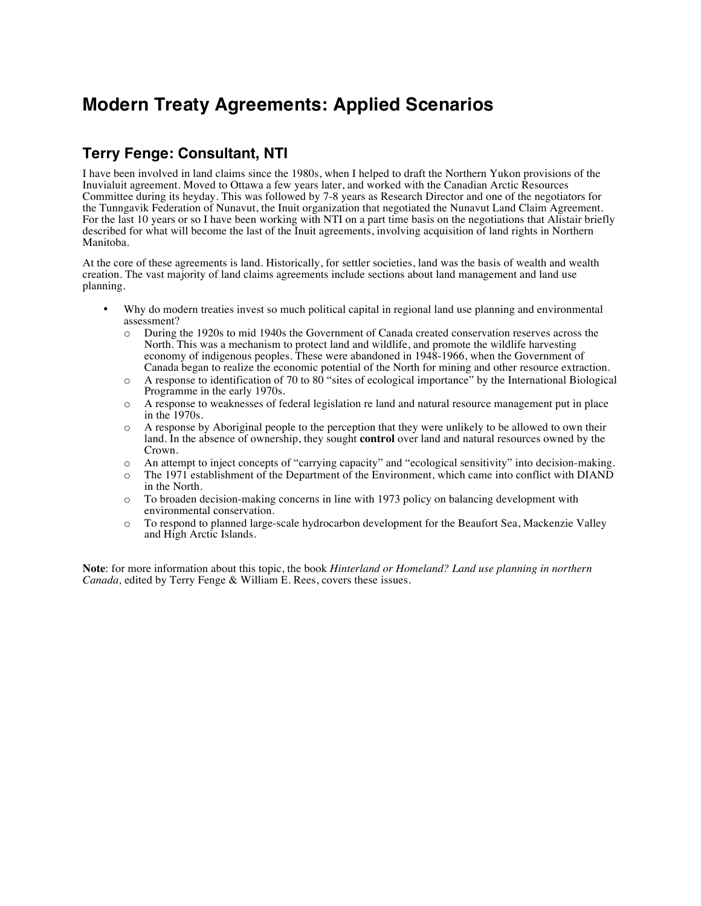# Modern Treaty Agreements: Applied Scenarios

## Terry Fenge: Consultant, NTI

I have been involved in land claims since the 1980s, when I helped to draft the Northern Yukon provisions of the Inuvialuit agreement. Moved to Ottawa a few years later, and worked with the Canadian Arctic Resources Committee during its heyday. This was followed by 7-8 years as Research Director and one of the negotiators for the Tunngavik Federation of Nunavut, the Inuit organization that negotiated the Nunavut Land Claim Agreement. For the last 10 years or so I have been working with NTI on a part time basis on the negotiations that Alistair briefly described for what will become the last of the Inuit agreements, involving acquisition of land rights in Northern Manitoba.

At the core of these agreements is land. Historically, for settler societies, land was the basis of wealth and wealth creation. The vast majority of land claims agreements include sections about land management and land use planning.

- Why do modern treaties invest so much political capital in regional land use planning and environmental assessment?
  - During the 1920s to mid 1940s the Government of Canada created conservation reserves across the North. This was a mechanism to protect land and wildlife, and promote the wildlife harvesting economy of indigenous peoples. These were abandoned in 1948-1966, when the Government of Canada began to realize the economic potential of the North for mining and other resource extraction.
  - A response to identification of 70 to 80 "sites of ecological importance" by the International Biological Programme in the early 1970s.
  - A response to weaknesses of federal legislation re land and natural resource management put in place in the 1970s.
  - A response by Aboriginal people to the perception that they were unlikely to be allowed to own their land. In the absence of ownership, they sought **control** over land and natural resources owned by the Crown.
  - An attempt to inject concepts of "carrying capacity" and "ecological sensitivity" into decision-making.
  - The 1971 establishment of the Department of the Environment, which came into conflict with DIAND in the North.
  - To broaden decision-making concerns in line with 1973 policy on balancing development with environmental conservation.
  - To respond to planned large-scale hydrocarbon development for the Beaufort Sea, Mackenzie Valley and High Arctic Islands.

**Note**: for more information about this topic, the book *Hinterland or Homeland? Land use planning in northern Canada,* edited by Terry Fenge & William E. Rees, covers these issues.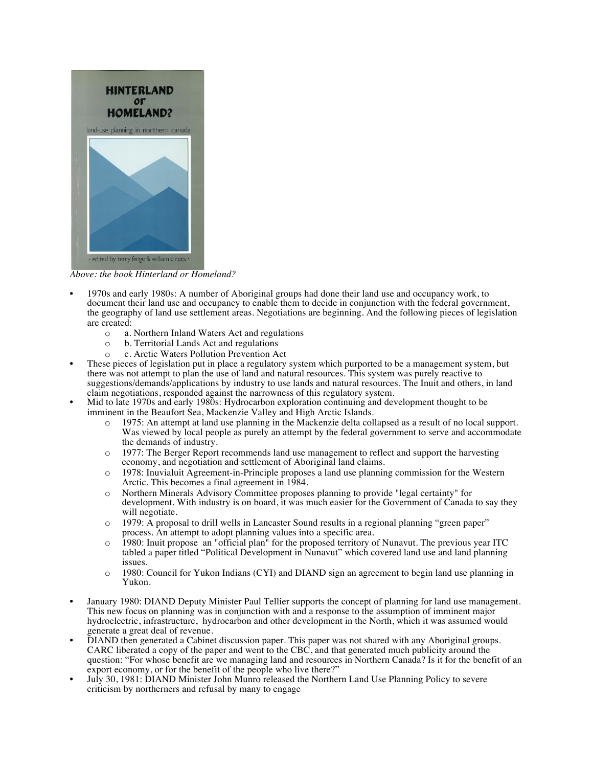*Above: the book Hinterland or Homeland?*

- 1970s and early 1980s: A number of Aboriginal groups had done their land use and occupancy work, to document their land use and occupancy to enable them to decide in conjunction with the federal government, the geography of land use settlement areas. Negotiations are beginning. And the following pieces of legislation are created:
  - a. Northern Inland Waters Act and regulations
  - b. Territorial Lands Act and regulations
  - c. Arctic Waters Pollution Prevention Act
- These pieces of legislation put in place a regulatory system which purported to be a management system, but there was not attempt to plan the use of land and natural resources. This system was purely reactive to suggestions/demands/applications by industry to use lands and natural resources. The Inuit and others, in land claim negotiations, responded against the narrowness of this regulatory system.
- Mid to late 1970s and early 1980s: Hydrocarbon exploration continuing and development thought to be imminent in the Beaufort Sea, Mackenzie Valley and High Arctic Islands.
  - 1975: An attempt at land use planning in the Mackenzie delta collapsed as a result of no local support. Was viewed by local people as purely an attempt by the federal government to serve and accommodate the demands of industry.
  - 1977: The Berger Report recommends land use management to reflect and support the harvesting economy, and negotiation and settlement of Aboriginal land claims.
  - 1978: Inuvialuit Agreement-in-Principle proposes a land use planning commission for the Western Arctic. This becomes a final agreement in 1984.
  - Northern Minerals Advisory Committee proposes planning to provide "legal certainty" for development. With industry is on board, it was much easier for the Government of Canada to say they will negotiate.
  - 1979: A proposal to drill wells in Lancaster Sound results in a regional planning "green paper" process. An attempt to adopt planning values into a specific area.
  - 1980: Inuit propose an "official plan" for the proposed territory of Nunavut. The previous year ITC tabled a paper titled "Political Development in Nunavut" which covered land use and land planning issues.
  - 1980: Council for Yukon Indians (CYI) and DIAND sign an agreement to begin land use planning in Yukon.
- January 1980: DIAND Deputy Minister Paul Tellier supports the concept of planning for land use management. This new focus on planning was in conjunction with and a response to the assumption of imminent major hydroelectric, infrastructure, hydrocarbon and other development in the North, which it was assumed would generate a great deal of revenue.
- DIAND then generated a Cabinet discussion paper. This paper was not shared with any Aboriginal groups. CARC liberated a copy of the paper and went to the CBC, and that generated much publicity around the question: "For whose benefit are we managing land and resources in Northern Canada? Is it for the benefit of an export economy, or for the benefit of the people who live there?"
- July 30, 1981: DIAND Minister John Munro released the Northern Land Use Planning Policy to severe criticism by northerners and refusal by many to engage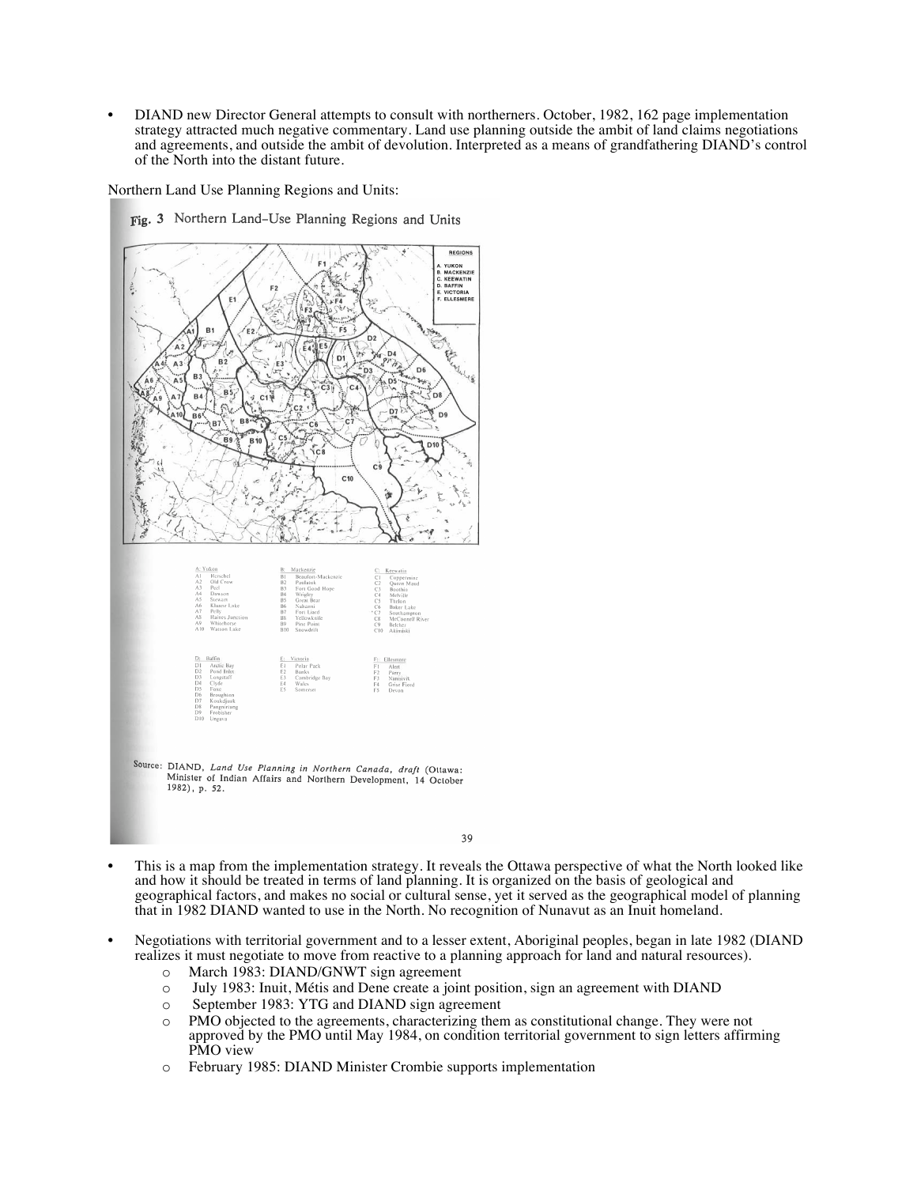- DIAND new Director General attempts to consult with northerners. October, 1982, 162 page implementation strategy attracted much negative commentary. Land use planning outside the ambit of land claims negotiations and agreements, and outside the ambit of devolution. Interpreted as a means of grandfathering DIAND's control of the North into the distant future.

Northern Land Use Planning Regions and Units:

**Fig. 3** Northern Land-Use Planning Regions and Units

REGIONS
A. YUKON
B. MACKENZIE
C. KEEWATIN
D. BAFFIN
E. VICTORIA
F. ELLESMERE

| A: Yukon | B: Mackenzie | C: Keewatin |
|---|---|---|
| A1 Herschel | B1 Beaufort-Mackenzie | C1 Coppermine |
| A2 Old Crow | B2 Paulatuk | C2 Queen Maud |
| A3 Peel | B3 Fort Good Hope | C3 Boothia |
| A4 Dawson | B4 Wrigley | C4 Melville |
| A5 Stewart | B5 Great Bear | C5 Thelon |
| A6 Kluane Lake | B6 Nahanni | C6 Baker Lake |
| A7 Pelly | B7 Fort Liard | C7 Southampton |
| A8 Haines Junction | B8 Yellowknife | C8 McConnell River |
| A9 Whitehorse | B9 Pine Point | C9 Belcher |
| A10 Watson Lake | B10 Snowdrift | C10 Akimiski |

| D: Baffin | E: Victoria | F: Ellesmere |
|---|---|---|
| D1 Arctic Bay | E1 Polar Pack | F1 Alert |
| D2 Pond Inlet | E2 Banks | F2 Parry |
| D3 Longstaff | E3 Cambridge Bay | F3 Nansivik |
| D4 Clyde | E4 Wales | F4 Grise Fiord |
| D5 Foxe | E5 Somerset | F5 Devon |
| D6 Broughton | | |
| D7 Koukdjuak | | |
| D8 Pangnirtung | | |
| D9 Frobisher | | |
| D10 Ungava | | |

Source: DIAND, *Land Use Planning in Northern Canada, draft* (Ottawa: Minister of Indian Affairs and Northern Development, 14 October 1982), p. 52.

- This is a map from the implementation strategy. It reveals the Ottawa perspective of what the North looked like and how it should be treated in terms of land planning. It is organized on the basis of geological and geographical factors, and makes no social or cultural sense, yet it served as the geographical model of planning that in 1982 DIAND wanted to use in the North. No recognition of Nunavut as an Inuit homeland.

- Negotiations with territorial government and to a lesser extent, Aboriginal peoples, began in late 1982 (DIAND realizes it must negotiate to move from reactive to a planning approach for land and natural resources).
  - March 1983: DIAND/GNWT sign agreement
  - July 1983: Inuit, Métis and Dene create a joint position, sign an agreement with DIAND
  - September 1983: YTG and DIAND sign agreement
  - PMO objected to the agreements, characterizing them as constitutional change. They were not approved by the PMO until May 1984, on condition territorial government to sign letters affirming PMO view
  - February 1985: DIAND Minister Crombie supports implementation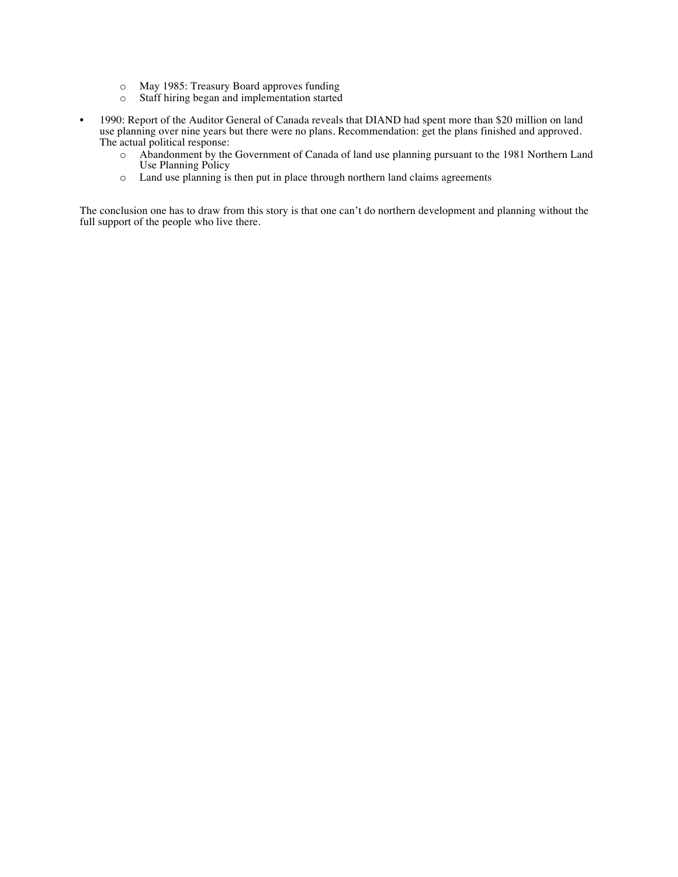- May 1985: Treasury Board approves funding
  - Staff hiring began and implementation started

- 1990: Report of the Auditor General of Canada reveals that DIAND had spent more than $20 million on land use planning over nine years but there were no plans. Recommendation: get the plans finished and approved. The actual political response:
  - Abandonment by the Government of Canada of land use planning pursuant to the 1981 Northern Land Use Planning Policy
  - Land use planning is then put in place through northern land claims agreements

The conclusion one has to draw from this story is that one can't do northern development and planning without the full support of the people who live there.